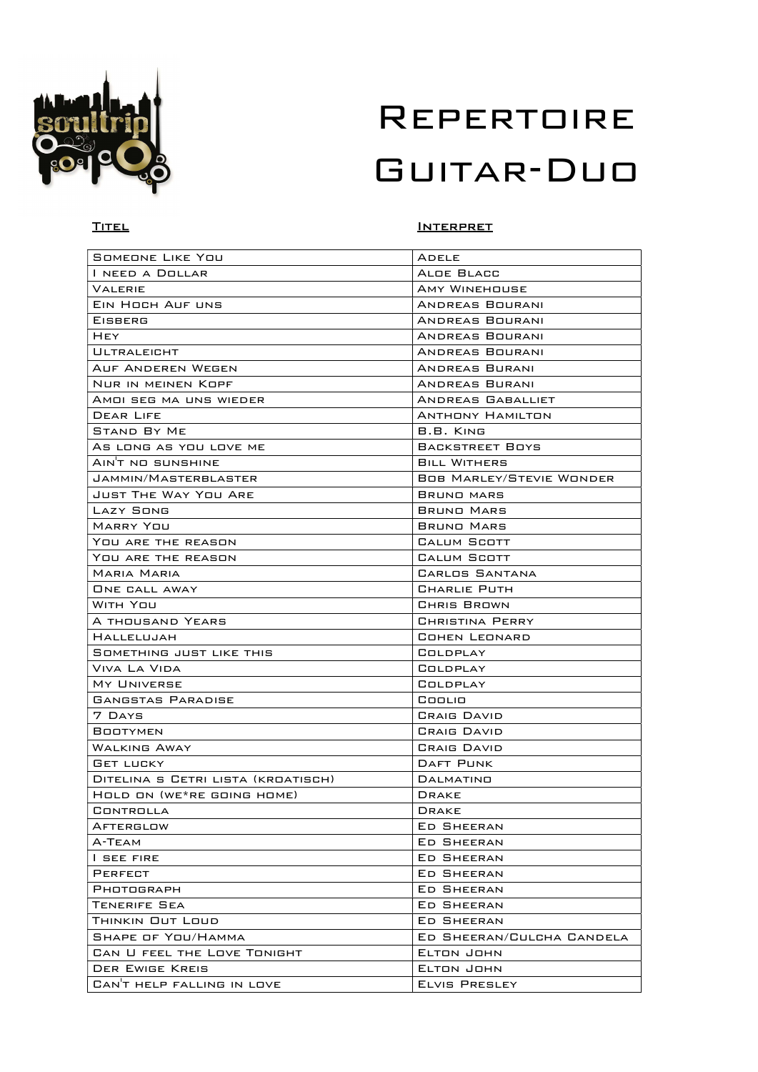# Repertoire Guitar-Duo

| Titel | Interpret |
|---|---|
| Someone Like You | Adele |
| I need a Dollar | Aloe Blacc |
| Valerie | Amy Winehouse |
| Ein Hoch Auf uns | Andreas Bourani |
| Eisberg | Andreas Bourani |
| Hey | Andreas Bourani |
| Ultraleicht | Andreas Bourani |
| Auf Anderen Wegen | Andreas Burani |
| Nur in meinen Kopf | Andreas Burani |
| Amoi seg ma uns wieder | Andreas Gaballiet |
| Dear Life | Anthony Hamilton |
| Stand By Me | B.B. King |
| As long as you love me | Backstreet Boys |
| Ain't no sunshine | Bill Withers |
| Jammin/Masterblaster | Bob Marley/Stevie Wonder |
| Just The Way You Are | Bruno mars |
| Lazy Song | Bruno Mars |
| Marry You | Bruno Mars |
| You are the reason | Calum Scott |
| You are the reason | Calum Scott |
| Maria Maria | Carlos Santana |
| One call away | Charlie Puth |
| With You | Chris Brown |
| A thousand Years | Christina Perry |
| Hallelujah | Cohen Leonard |
| Something just like this | Coldplay |
| Viva La Vida | Coldplay |
| My Universe | Coldplay |
| Gangstas Paradise | Coolio |
| 7 Days | Craig David |
| Bootymen | Craig David |
| Walking Away | Craig David |
| Get lucky | Daft Punk |
| Ditelina s Cetri lista (kroatisch) | Dalmatino |
| Hold on (we*re going home) | Drake |
| Controlla | Drake |
| Afterglow | Ed Sheeran |
| A-Team | Ed Sheeran |
| I see fire | Ed Sheeran |
| Perfect | Ed Sheeran |
| Photograph | Ed Sheeran |
| Tenerife Sea | Ed Sheeran |
| Thinkin Out Loud | Ed Sheeran |
| Shape of You/Hamma | Ed Sheeran/Culcha Candela |
| Can U feel the Love Tonight | Elton John |
| Der Ewige Kreis | Elton John |
| Can't help falling in love | Elvis Presley |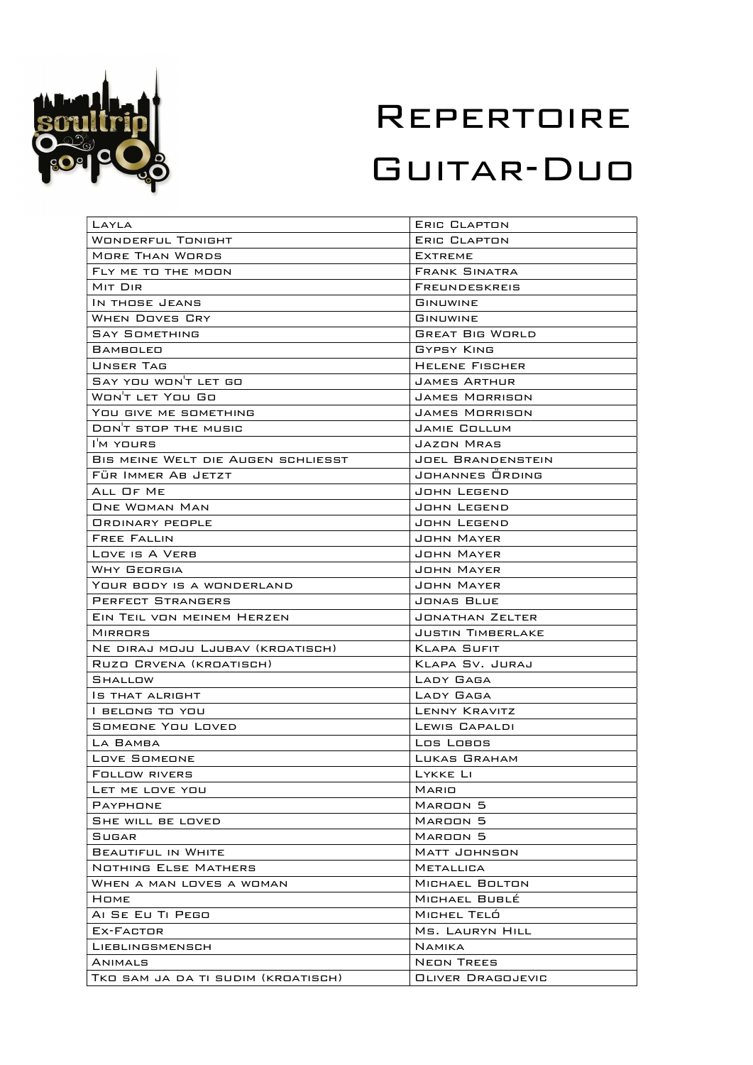# Repertoire Guitar-Duo

| | |
|---|---|
| Layla | Eric Clapton |
| Wonderful Tonight | Eric Clapton |
| More Than Words | Extreme |
| Fly me to the moon | Frank Sinatra |
| Mit Dir | Freundeskreis |
| In those Jeans | Ginuwine |
| When Doves Cry | Ginuwine |
| Say Something | Great Big World |
| Bamboleo | Gypsy King |
| Unser Tag | Helene Fischer |
| Say you won't let go | James Arthur |
| Won't Let You Go | James Morrison |
| You give me something | James Morrison |
| Don't stop the music | Jamie Collum |
| I'm yours | Jazon Mras |
| Bis meine Welt die Augen schliesst | Joel Brandenstein |
| Für Immer Ab Jetzt | Johannes Örding |
| All Of Me | John Legend |
| One Woman Man | John Legend |
| Ordinary people | John Legend |
| Free Fallin | John Mayer |
| Love is A Verb | John Mayer |
| Why Georgia | John Mayer |
| Your body is a wonderland | John Mayer |
| Perfect Strangers | Jonas Blue |
| Ein Teil von meinem Herzen | Jonathan Zelter |
| Mirrors | Justin Timberlake |
| Ne diraj moju Ljubav (kroatisch) | Klapa Sufit |
| Ruzo Crvena (kroatisch) | Klapa Sv. Juraj |
| Shallow | Lady Gaga |
| Is that alright | Lady Gaga |
| I belong to you | Lenny Kravitz |
| Someone You Loved | Lewis Capaldi |
| La Bamba | Los Lobos |
| Love Someone | Lukas Graham |
| Follow rivers | Lykke Li |
| Let me love you | Mario |
| Payphone | Maroon 5 |
| She will be loved | Maroon 5 |
| Sugar | Maroon 5 |
| Beautiful in White | Matt Johnson |
| Nothing Else Mathers | Metallica |
| When a man loves a woman | Michael Bolton |
| Home | Michael Bublé |
| Ai Se Eu Ti Pego | Michel Teló |
| Ex-Factor | Ms. Lauryn Hill |
| Lieblingsmensch | Namika |
| Animals | Neon Trees |
| Tko sam ja da ti sudim (kroatisch) | Oliver Dragojevic |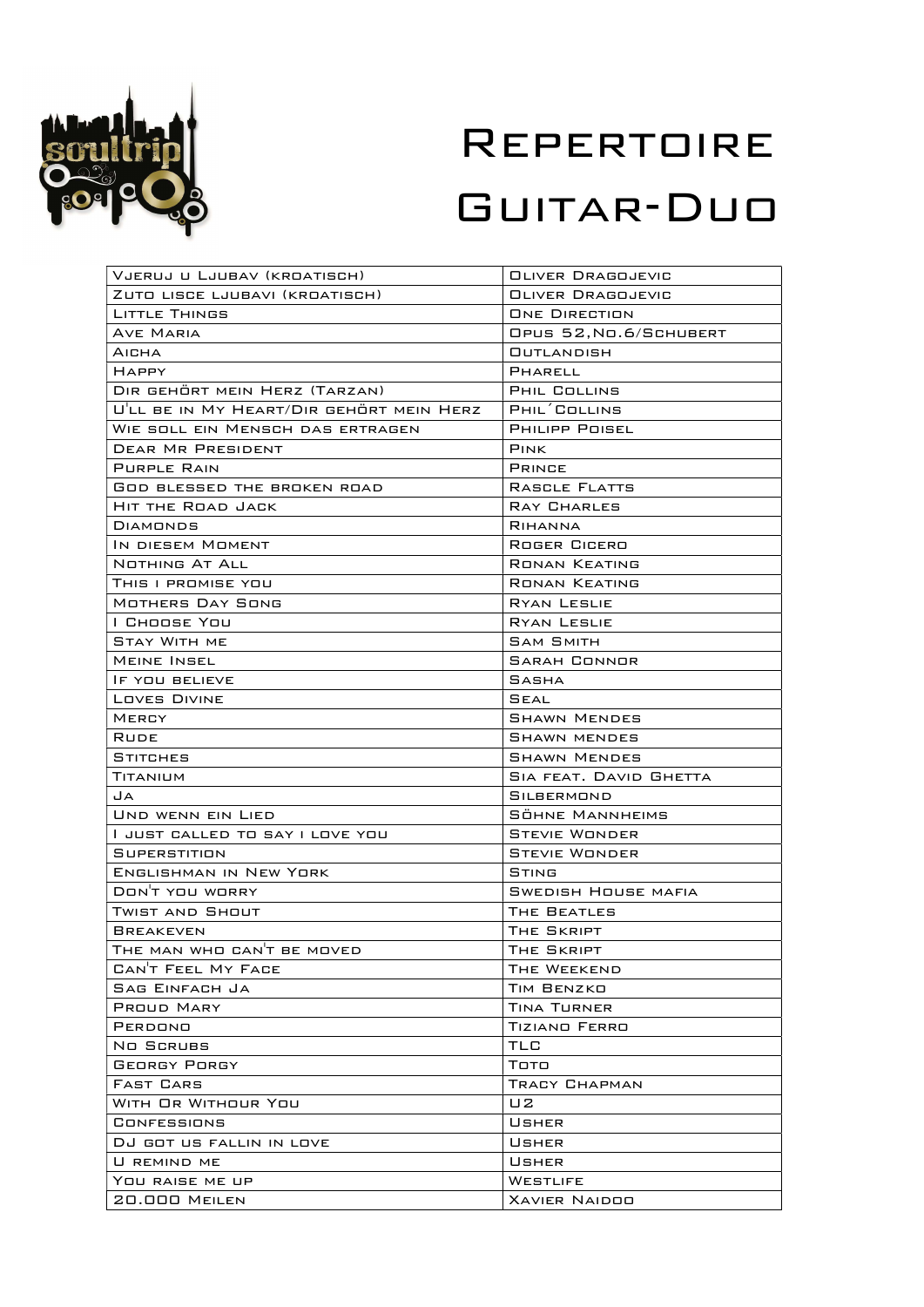# Repertoire

# Guitar-Duo

| | |
|---|---|
| Vjeruj u Ljubav (kroatisch) | Oliver Dragojevic |
| Zuto lisce ljubavi (kroatisch) | Oliver Dragojevic |
| Little Things | One Direction |
| Ave Maria | Opus 52,No.6/Schubert |
| Aicha | Outlandish |
| Happy | Pharell |
| Dir gehört mein Herz (Tarzan) | Phil Collins |
| U'll be in My Heart/Dir gehört mein Herz | Phil´Collins |
| Wie soll ein Mensch das ertragen | Philipp Poisel |
| Dear Mr President | Pink |
| Purple Rain | Prince |
| God blessed the broken road | Rascle Flatts |
| Hit the Road Jack | Ray Charles |
| Diamonds | Rihanna |
| In diesem Moment | Roger Cicero |
| Nothing At All | Ronan Keating |
| This i promise you | Ronan Keating |
| Mothers Day Song | Ryan Leslie |
| I Choose You | Ryan Leslie |
| Stay With me | Sam Smith |
| Meine Insel | Sarah Connor |
| If you believe | Sasha |
| Loves Divine | Seal |
| Mercy | Shawn Mendes |
| Rude | Shawn mendes |
| Stitches | Shawn Mendes |
| Titanium | Sia feat. David Ghetta |
| Ja | Silbermond |
| Und wenn ein Lied | Söhne Mannheims |
| I just called to say i love you | Stevie Wonder |
| Superstition | Stevie Wonder |
| Englishman in New York | Sting |
| Don't you worry | Swedish House mafia |
| Twist and Shout | The Beatles |
| Breakeven | The Skript |
| The man who can't be moved | The Skript |
| Can't Feel My Face | The Weekend |
| Sag Einfach Ja | Tim Benzko |
| Proud Mary | Tina Turner |
| Perdono | Tiziano Ferro |
| No Scrubs | TLC |
| Georgy Porgy | Toto |
| Fast Cars | Tracy Chapman |
| With Or Withour You | U2 |
| Confessions | Usher |
| DJ got us fallin in love | Usher |
| U remind me | Usher |
| You raise me up | Westlife |
| 20.000 Meilen | Xavier Naidoo |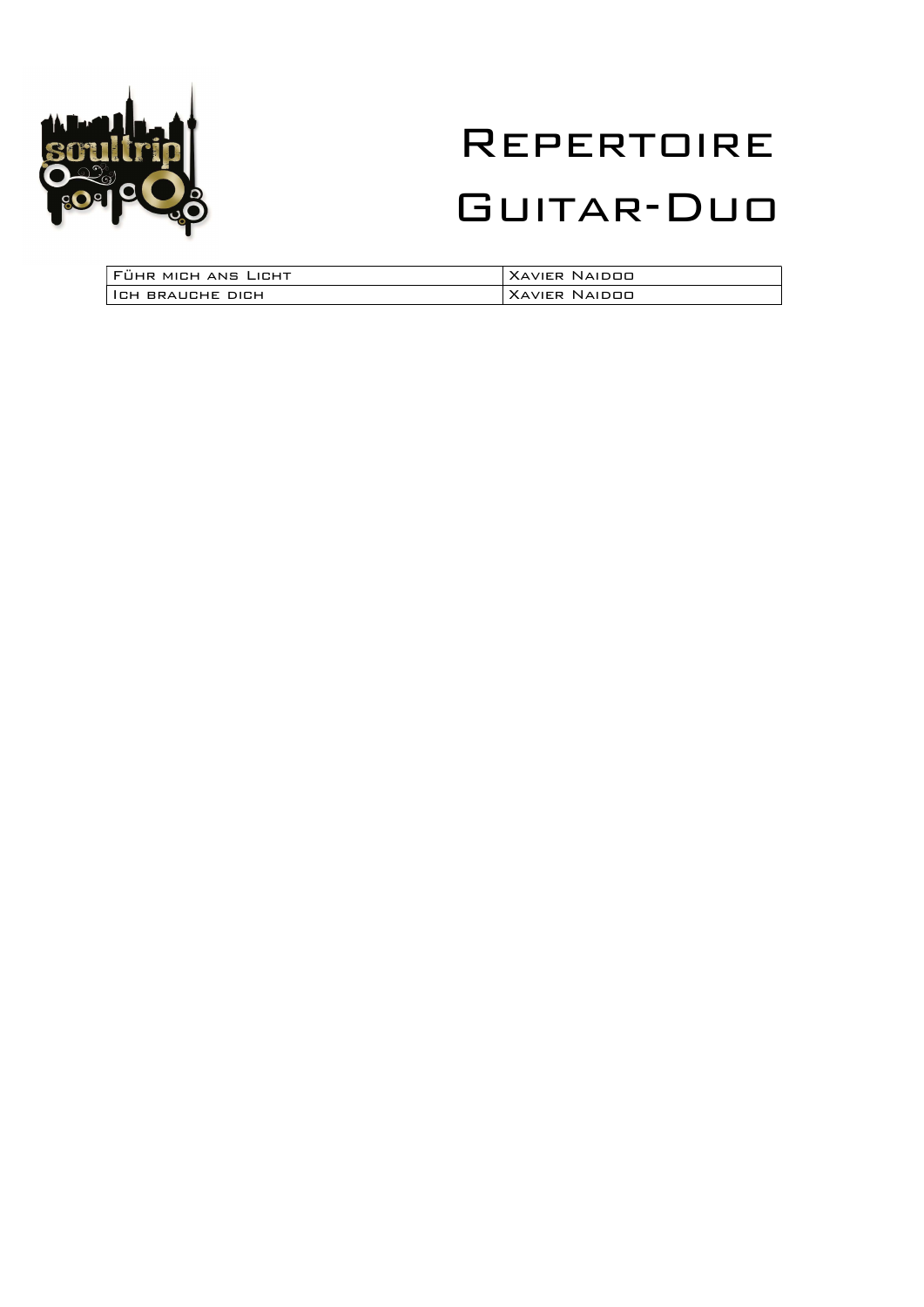# Repertoire Guitar-Duo

| | |
|---|---|
| Führ mich ans Licht | Xavier Naidoo |
| Ich brauche dich | Xavier Naidoo |